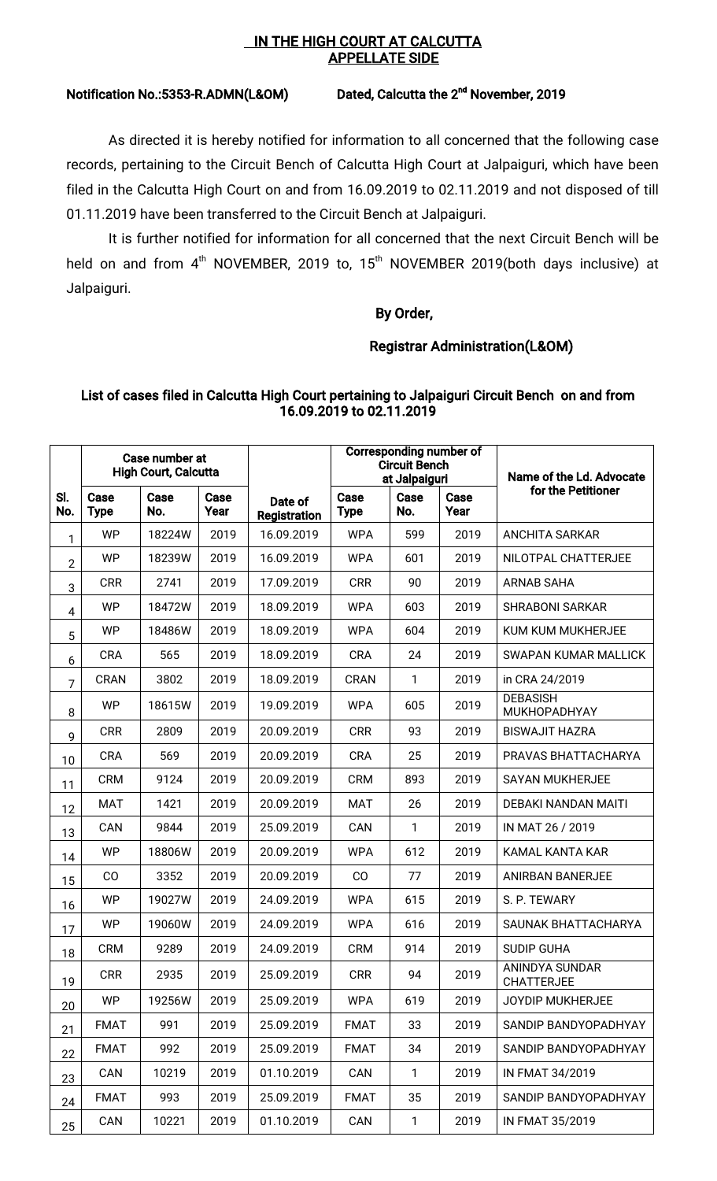**IN THE HIGH COURT AT CALCUTTA**
**APPELLATE SIDE**

**Notification No.:5353-R.ADMN(L&OM)** **Dated, Calcutta the 2nd November, 2019**

As directed it is hereby notified for information to all concerned that the following case records, pertaining to the Circuit Bench of Calcutta High Court at Jalpaiguri, which have been filed in the Calcutta High Court on and from 16.09.2019 to 02.11.2019 and not disposed of till 01.11.2019 have been transferred to the Circuit Bench at Jalpaiguri.

It is further notified for information for all concerned that the next Circuit Bench will be held on and from 4th NOVEMBER, 2019 to, 15th NOVEMBER 2019(both days inclusive) at Jalpaiguri.

**By Order,**

**Registrar Administration(L&OM)**

**List of cases filed in Calcutta High Court pertaining to Jalpaiguri Circuit Bench on and from 16.09.2019 to 02.11.2019**

| | Case number at High Court, Calcutta | | | | Corresponding number of Circuit Bench at Jalpaiguri | | | Name of the Ld. Advocate for the Petitioner |
|---|---|---|---|---|---|---|---|---|
| Sl. No. | Case Type | Case No. | Case Year | Date of Registration | Case Type | Case No. | Case Year | |
| 1 | WP | 18224W | 2019 | 16.09.2019 | WPA | 599 | 2019 | ANCHITA SARKAR |
| 2 | WP | 18239W | 2019 | 16.09.2019 | WPA | 601 | 2019 | NILOTPAL CHATTERJEE |
| 3 | CRR | 2741 | 2019 | 17.09.2019 | CRR | 90 | 2019 | ARNAB SAHA |
| 4 | WP | 18472W | 2019 | 18.09.2019 | WPA | 603 | 2019 | SHRABONI SARKAR |
| 5 | WP | 18486W | 2019 | 18.09.2019 | WPA | 604 | 2019 | KUM KUM MUKHERJEE |
| 6 | CRA | 565 | 2019 | 18.09.2019 | CRA | 24 | 2019 | SWAPAN KUMAR MALLICK |
| 7 | CRAN | 3802 | 2019 | 18.09.2019 | CRAN | 1 | 2019 | in CRA 24/2019 |
| 8 | WP | 18615W | 2019 | 19.09.2019 | WPA | 605 | 2019 | DEBASISH MUKHOPADHYAY |
| 9 | CRR | 2809 | 2019 | 20.09.2019 | CRR | 93 | 2019 | BISWAJIT HAZRA |
| 10 | CRA | 569 | 2019 | 20.09.2019 | CRA | 25 | 2019 | PRAVAS BHATTACHARYA |
| 11 | CRM | 9124 | 2019 | 20.09.2019 | CRM | 893 | 2019 | SAYAN MUKHERJEE |
| 12 | MAT | 1421 | 2019 | 20.09.2019 | MAT | 26 | 2019 | DEBAKI NANDAN MAITI |
| 13 | CAN | 9844 | 2019 | 25.09.2019 | CAN | 1 | 2019 | IN MAT 26 / 2019 |
| 14 | WP | 18806W | 2019 | 20.09.2019 | WPA | 612 | 2019 | KAMAL KANTA KAR |
| 15 | CO | 3352 | 2019 | 20.09.2019 | CO | 77 | 2019 | ANIRBAN BANERJEE |
| 16 | WP | 19027W | 2019 | 24.09.2019 | WPA | 615 | 2019 | S. P. TEWARY |
| 17 | WP | 19060W | 2019 | 24.09.2019 | WPA | 616 | 2019 | SAUNAK BHATTACHARYA |
| 18 | CRM | 9289 | 2019 | 24.09.2019 | CRM | 914 | 2019 | SUDIP GUHA |
| 19 | CRR | 2935 | 2019 | 25.09.2019 | CRR | 94 | 2019 | ANINDYA SUNDAR CHATTERJEE |
| 20 | WP | 19256W | 2019 | 25.09.2019 | WPA | 619 | 2019 | JOYDIP MUKHERJEE |
| 21 | FMAT | 991 | 2019 | 25.09.2019 | FMAT | 33 | 2019 | SANDIP BANDYOPADHYAY |
| 22 | FMAT | 992 | 2019 | 25.09.2019 | FMAT | 34 | 2019 | SANDIP BANDYOPADHYAY |
| 23 | CAN | 10219 | 2019 | 01.10.2019 | CAN | 1 | 2019 | IN FMAT 34/2019 |
| 24 | FMAT | 993 | 2019 | 25.09.2019 | FMAT | 35 | 2019 | SANDIP BANDYOPADHYAY |
| 25 | CAN | 10221 | 2019 | 01.10.2019 | CAN | 1 | 2019 | IN FMAT 35/2019 |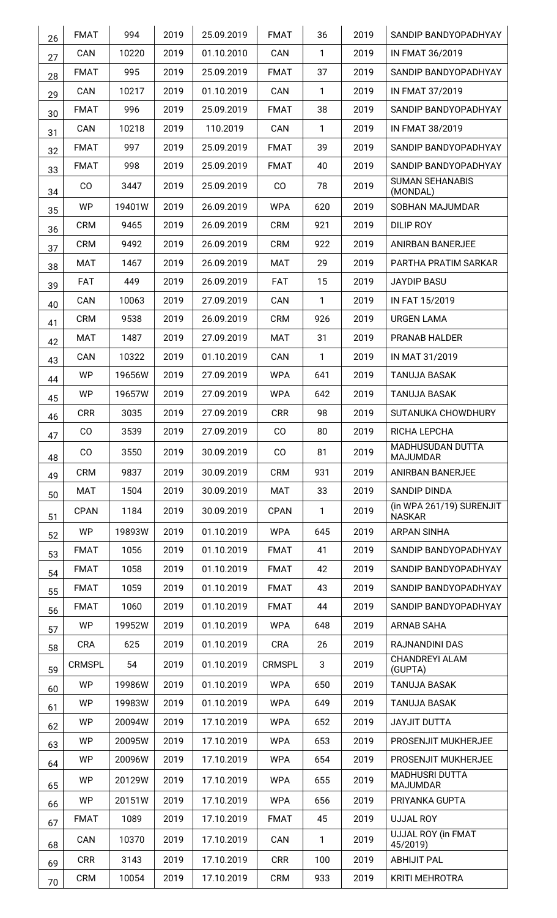| 26 | FMAT | 994 | 2019 | 25.09.2019 | FMAT | 36 | 2019 | SANDIP BANDYOPADHYAY |
|---|---|---|---|---|---|---|---|---|
| 27 | CAN | 10220 | 2019 | 01.10.2010 | CAN | 1 | 2019 | IN FMAT 36/2019 |
| 28 | FMAT | 995 | 2019 | 25.09.2019 | FMAT | 37 | 2019 | SANDIP BANDYOPADHYAY |
| 29 | CAN | 10217 | 2019 | 01.10.2019 | CAN | 1 | 2019 | IN FMAT 37/2019 |
| 30 | FMAT | 996 | 2019 | 25.09.2019 | FMAT | 38 | 2019 | SANDIP BANDYOPADHYAY |
| 31 | CAN | 10218 | 2019 | 110.2019 | CAN | 1 | 2019 | IN FMAT 38/2019 |
| 32 | FMAT | 997 | 2019 | 25.09.2019 | FMAT | 39 | 2019 | SANDIP BANDYOPADHYAY |
| 33 | FMAT | 998 | 2019 | 25.09.2019 | FMAT | 40 | 2019 | SANDIP BANDYOPADHYAY |
| 34 | CO | 3447 | 2019 | 25.09.2019 | CO | 78 | 2019 | SUMAN SEHANABIS (MONDAL) |
| 35 | WP | 19401W | 2019 | 26.09.2019 | WPA | 620 | 2019 | SOBHAN MAJUMDAR |
| 36 | CRM | 9465 | 2019 | 26.09.2019 | CRM | 921 | 2019 | DILIP ROY |
| 37 | CRM | 9492 | 2019 | 26.09.2019 | CRM | 922 | 2019 | ANIRBAN BANERJEE |
| 38 | MAT | 1467 | 2019 | 26.09.2019 | MAT | 29 | 2019 | PARTHA PRATIM SARKAR |
| 39 | FAT | 449 | 2019 | 26.09.2019 | FAT | 15 | 2019 | JAYDIP BASU |
| 40 | CAN | 10063 | 2019 | 27.09.2019 | CAN | 1 | 2019 | IN FAT 15/2019 |
| 41 | CRM | 9538 | 2019 | 26.09.2019 | CRM | 926 | 2019 | URGEN LAMA |
| 42 | MAT | 1487 | 2019 | 27.09.2019 | MAT | 31 | 2019 | PRANAB HALDER |
| 43 | CAN | 10322 | 2019 | 01.10.2019 | CAN | 1 | 2019 | IN MAT 31/2019 |
| 44 | WP | 19656W | 2019 | 27.09.2019 | WPA | 641 | 2019 | TANUJA BASAK |
| 45 | WP | 19657W | 2019 | 27.09.2019 | WPA | 642 | 2019 | TANUJA BASAK |
| 46 | CRR | 3035 | 2019 | 27.09.2019 | CRR | 98 | 2019 | SUTANUKA CHOWDHURY |
| 47 | CO | 3539 | 2019 | 27.09.2019 | CO | 80 | 2019 | RICHA LEPCHA |
| 48 | CO | 3550 | 2019 | 30.09.2019 | CO | 81 | 2019 | MADHUSUDAN DUTTA MAJUMDAR |
| 49 | CRM | 9837 | 2019 | 30.09.2019 | CRM | 931 | 2019 | ANIRBAN BANERJEE |
| 50 | MAT | 1504 | 2019 | 30.09.2019 | MAT | 33 | 2019 | SANDIP DINDA |
| 51 | CPAN | 1184 | 2019 | 30.09.2019 | CPAN | 1 | 2019 | (in WPA 261/19) SURENJIT NASKAR |
| 52 | WP | 19893W | 2019 | 01.10.2019 | WPA | 645 | 2019 | ARPAN SINHA |
| 53 | FMAT | 1056 | 2019 | 01.10.2019 | FMAT | 41 | 2019 | SANDIP BANDYOPADHYAY |
| 54 | FMAT | 1058 | 2019 | 01.10.2019 | FMAT | 42 | 2019 | SANDIP BANDYOPADHYAY |
| 55 | FMAT | 1059 | 2019 | 01.10.2019 | FMAT | 43 | 2019 | SANDIP BANDYOPADHYAY |
| 56 | FMAT | 1060 | 2019 | 01.10.2019 | FMAT | 44 | 2019 | SANDIP BANDYOPADHYAY |
| 57 | WP | 19952W | 2019 | 01.10.2019 | WPA | 648 | 2019 | ARNAB SAHA |
| 58 | CRA | 625 | 2019 | 01.10.2019 | CRA | 26 | 2019 | RAJNANDINI DAS |
| 59 | CRMSPL | 54 | 2019 | 01.10.2019 | CRMSPL | 3 | 2019 | CHANDREYI ALAM (GUPTA) |
| 60 | WP | 19986W | 2019 | 01.10.2019 | WPA | 650 | 2019 | TANUJA BASAK |
| 61 | WP | 19983W | 2019 | 01.10.2019 | WPA | 649 | 2019 | TANUJA BASAK |
| 62 | WP | 20094W | 2019 | 17.10.2019 | WPA | 652 | 2019 | JAYJIT DUTTA |
| 63 | WP | 20095W | 2019 | 17.10.2019 | WPA | 653 | 2019 | PROSENJIT MUKHERJEE |
| 64 | WP | 20096W | 2019 | 17.10.2019 | WPA | 654 | 2019 | PROSENJIT MUKHERJEE |
| 65 | WP | 20129W | 2019 | 17.10.2019 | WPA | 655 | 2019 | MADHUSRI DUTTA MAJUMDAR |
| 66 | WP | 20151W | 2019 | 17.10.2019 | WPA | 656 | 2019 | PRIYANKA GUPTA |
| 67 | FMAT | 1089 | 2019 | 17.10.2019 | FMAT | 45 | 2019 | UJJAL ROY |
| 68 | CAN | 10370 | 2019 | 17.10.2019 | CAN | 1 | 2019 | UJJAL ROY (in FMAT 45/2019) |
| 69 | CRR | 3143 | 2019 | 17.10.2019 | CRR | 100 | 2019 | ABHIJIT PAL |
| 70 | CRM | 10054 | 2019 | 17.10.2019 | CRM | 933 | 2019 | KRITI MEHROTRA |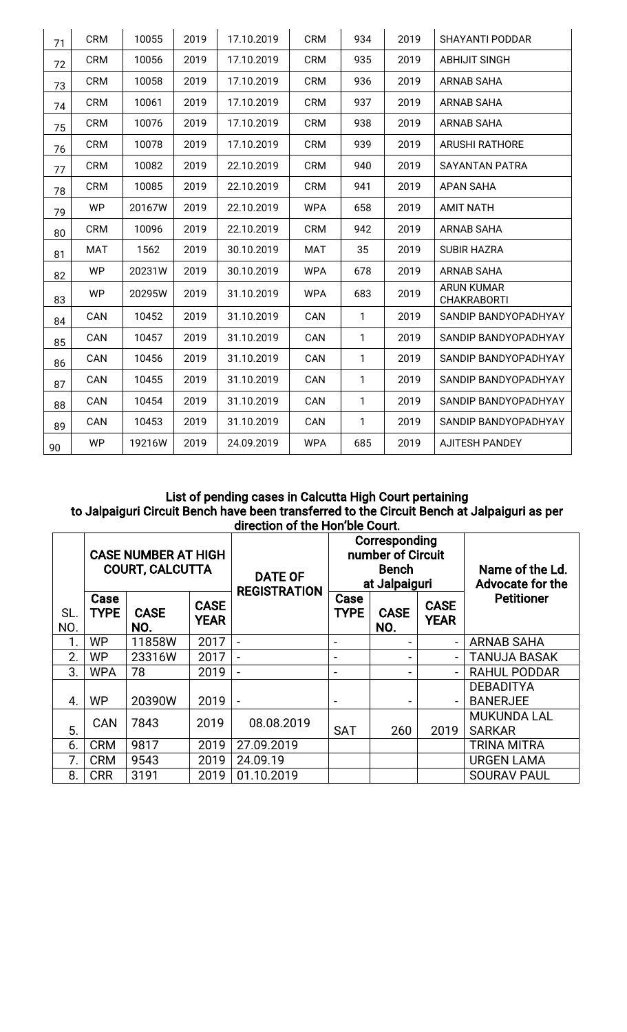| | | | | | | | | |
|---|---|---|---|---|---|---|---|---|
| 71 | CRM | 10055 | 2019 | 17.10.2019 | CRM | 934 | 2019 | SHAYANTI PODDAR |
| 72 | CRM | 10056 | 2019 | 17.10.2019 | CRM | 935 | 2019 | ABHIJIT SINGH |
| 73 | CRM | 10058 | 2019 | 17.10.2019 | CRM | 936 | 2019 | ARNAB SAHA |
| 74 | CRM | 10061 | 2019 | 17.10.2019 | CRM | 937 | 2019 | ARNAB SAHA |
| 75 | CRM | 10076 | 2019 | 17.10.2019 | CRM | 938 | 2019 | ARNAB SAHA |
| 76 | CRM | 10078 | 2019 | 17.10.2019 | CRM | 939 | 2019 | ARUSHI RATHORE |
| 77 | CRM | 10082 | 2019 | 22.10.2019 | CRM | 940 | 2019 | SAYANTAN PATRA |
| 78 | CRM | 10085 | 2019 | 22.10.2019 | CRM | 941 | 2019 | APAN SAHA |
| 79 | WP | 20167W | 2019 | 22.10.2019 | WPA | 658 | 2019 | AMIT NATH |
| 80 | CRM | 10096 | 2019 | 22.10.2019 | CRM | 942 | 2019 | ARNAB SAHA |
| 81 | MAT | 1562 | 2019 | 30.10.2019 | MAT | 35 | 2019 | SUBIR HAZRA |
| 82 | WP | 20231W | 2019 | 30.10.2019 | WPA | 678 | 2019 | ARNAB SAHA |
| 83 | WP | 20295W | 2019 | 31.10.2019 | WPA | 683 | 2019 | ARUN KUMAR CHAKRABORTI |
| 84 | CAN | 10452 | 2019 | 31.10.2019 | CAN | 1 | 2019 | SANDIP BANDYOPADHYAY |
| 85 | CAN | 10457 | 2019 | 31.10.2019 | CAN | 1 | 2019 | SANDIP BANDYOPADHYAY |
| 86 | CAN | 10456 | 2019 | 31.10.2019 | CAN | 1 | 2019 | SANDIP BANDYOPADHYAY |
| 87 | CAN | 10455 | 2019 | 31.10.2019 | CAN | 1 | 2019 | SANDIP BANDYOPADHYAY |
| 88 | CAN | 10454 | 2019 | 31.10.2019 | CAN | 1 | 2019 | SANDIP BANDYOPADHYAY |
| 89 | CAN | 10453 | 2019 | 31.10.2019 | CAN | 1 | 2019 | SANDIP BANDYOPADHYAY |
| 90 | WP | 19216W | 2019 | 24.09.2019 | WPA | 685 | 2019 | AJITESH PANDEY |

## List of pending cases in Calcutta High Court pertaining to Jalpaiguri Circuit Bench have been transferred to the Circuit Bench at Jalpaiguri as per direction of the Hon'ble Court.

| SL. NO. | CASE NUMBER AT HIGH COURT, CALCUTTA | | | DATE OF REGISTRATION | Corresponding number of Circuit Bench at Jalpaiguri | | | Name of the Ld. Advocate for the Petitioner |
|---|---|---|---|---|---|---|---|---|
| | Case TYPE | CASE NO. | CASE YEAR | | Case TYPE | CASE NO. | CASE YEAR | |
| 1. | WP | 11858W | 2017 | - | - | - | - | ARNAB SAHA |
| 2. | WP | 23316W | 2017 | - | - | - | - | TANUJA BASAK |
| 3. | WPA | 78 | 2019 | - | - | - | - | RAHUL PODDAR |
| 4. | WP | 20390W | 2019 | - | - | - | - | DEBADITYA BANERJEE |
| 5. | CAN | 7843 | 2019 | 08.08.2019 | SAT | 260 | 2019 | MUKUNDA LAL SARKAR |
| 6. | CRM | 9817 | 2019 | 27.09.2019 | | | | TRINA MITRA |
| 7. | CRM | 9543 | 2019 | 24.09.19 | | | | URGEN LAMA |
| 8. | CRR | 3191 | 2019 | 01.10.2019 | | | | SOURAV PAUL |